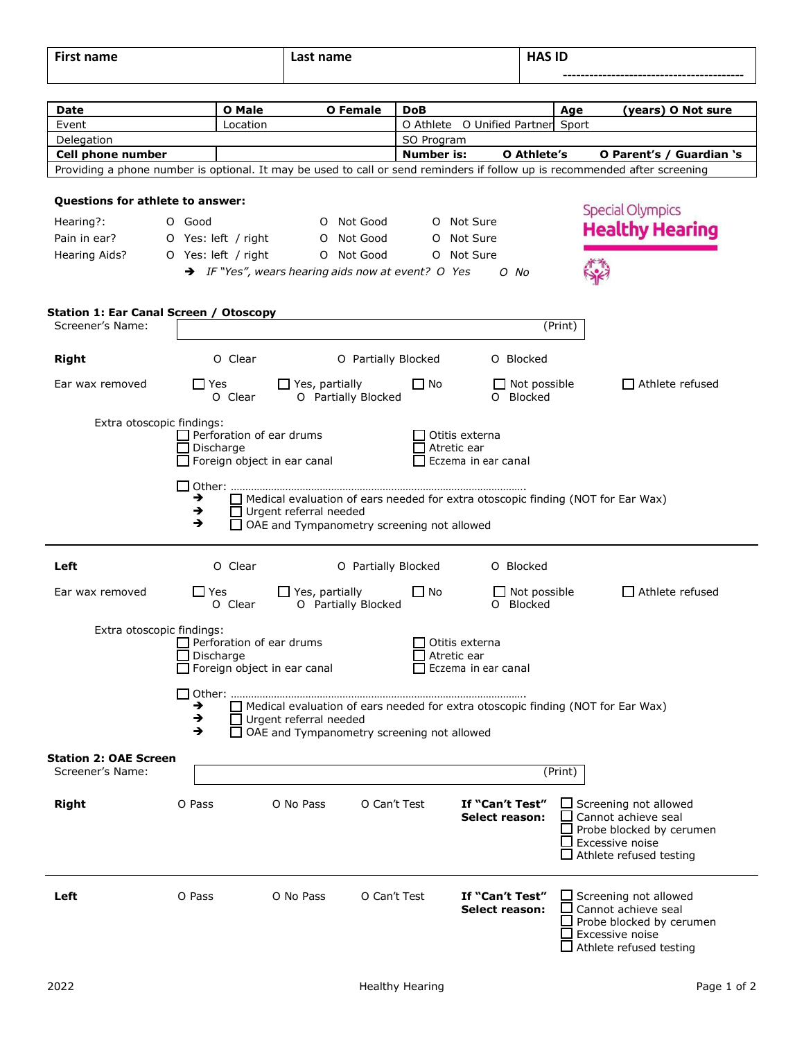| First name | Last name | HAS ID |
|---|---|---|
| | | ---------------------------------------- |

| Date | O Male O Female | DoB | Age (years) O Not sure |
|---|---|---|---|
| Event | Location | O Athlete O Unified Partner | Sport |
| Delegation | | SO Program | |
| **Cell phone number** | | **Number is:** **O Athlete's** | **O Parent's / Guardian 's** |
| Providing a phone number is optional. It may be used to call or send reminders if follow up is recommended after screening | | | |

**Special Olympics Healthy Hearing**

**Questions for athlete to answer:**

| | | | |
|---|---|---|---|
| Hearing?: | O Good | O Not Good | O Not Sure |
| Pain in ear? | O Yes: left / right | O Not Good | O Not Sure |
| Hearing Aids? | O Yes: left / right | O Not Good | O Not Sure |

➔ *IF "Yes", wears hearing aids now at event? O Yes O No*

### Station 1: Ear Canal Screen / Otoscopy

Screener's Name: ______________________________ (Print)

**Right** O Clear O Partially Blocked O Blocked

Ear wax removed ☐ Yes O Clear ☐ Yes, partially O Partially Blocked ☐ No ☐ Not possible O Blocked ☐ Athlete refused

Extra otoscopic findings:

- ☐ Perforation of ear drums
- ☐ Discharge
- ☐ Foreign object in ear canal
- ☐ Otitis externa
- ☐ Atretic ear
- ☐ Eczema in ear canal
- ☐ Other: ……………………………………………………………………………………

➔ ☐ Medical evaluation of ears needed for extra otoscopic finding (NOT for Ear Wax)
➔ ☐ Urgent referral needed
➔ ☐ OAE and Tympanometry screening not allowed

---

**Left** O Clear O Partially Blocked O Blocked

Ear wax removed ☐ Yes O Clear ☐ Yes, partially O Partially Blocked ☐ No ☐ Not possible O Blocked ☐ Athlete refused

Extra otoscopic findings:

- ☐ Perforation of ear drums
- ☐ Discharge
- ☐ Foreign object in ear canal
- ☐ Otitis externa
- ☐ Atretic ear
- ☐ Eczema in ear canal
- ☐ Other: ……………………………………………………………………………………

➔ ☐ Medical evaluation of ears needed for extra otoscopic finding (NOT for Ear Wax)
➔ ☐ Urgent referral needed
➔ ☐ OAE and Tympanometry screening not allowed

### Station 2: OAE Screen

Screener's Name: ______________________________ (Print)

**Right** O Pass O No Pass O Can't Test

**If "Can't Test" Select reason:**

- ☐ Screening not allowed
- ☐ Cannot achieve seal
- ☐ Probe blocked by cerumen
- ☐ Excessive noise
- ☐ Athlete refused testing

---

**Left** O Pass O No Pass O Can't Test

**If "Can't Test" Select reason:**

- ☐ Screening not allowed
- ☐ Cannot achieve seal
- ☐ Probe blocked by cerumen
- ☐ Excessive noise
- ☐ Athlete refused testing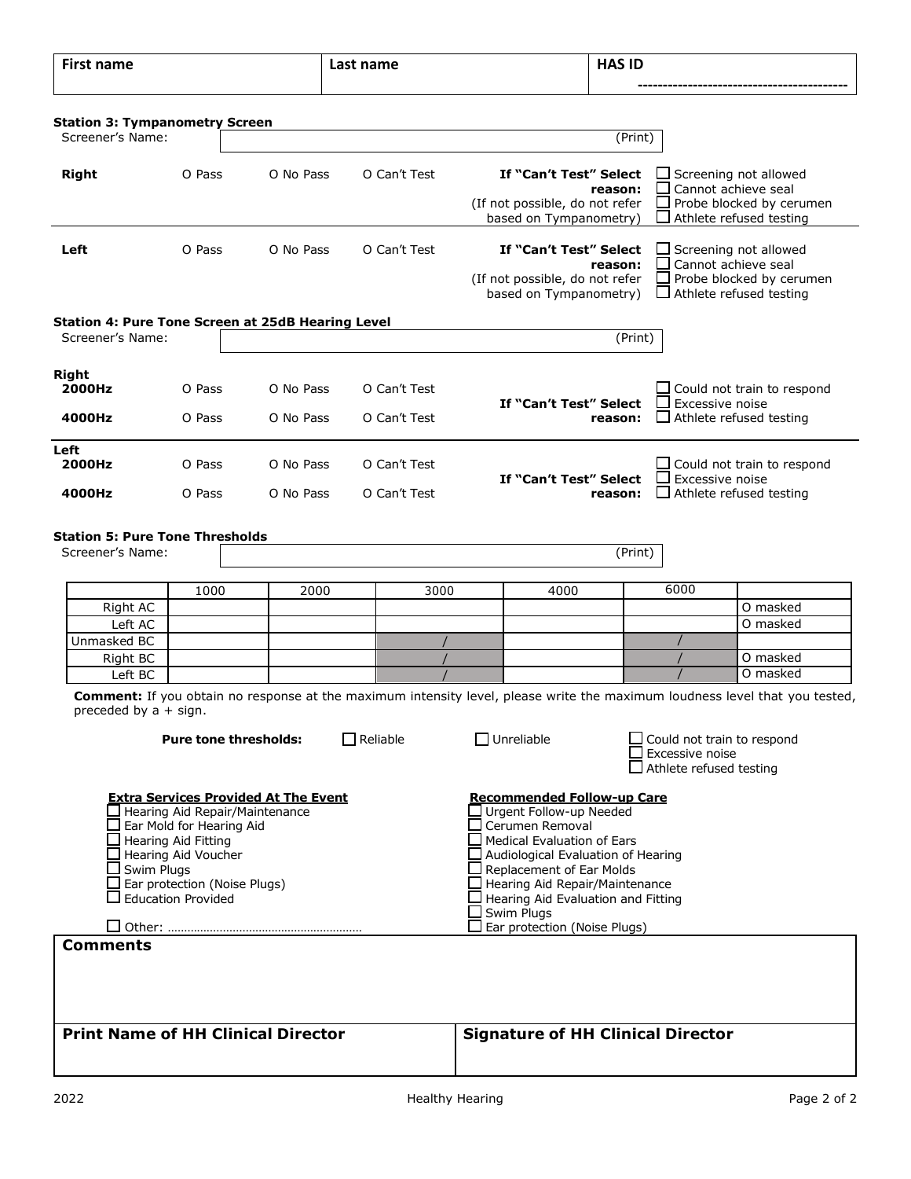| First name | Last name | HAS ID |
|---|---|---|
| | | ----------------------------------------- |

**Station 3: Tympanometry Screen**

Screener's Name: (Print)

| | | | | | |
|---|---|---|---|---|---|
| **Right** | O Pass | O No Pass | O Can't Test | **If "Can't Test" Select reason:** (If not possible, do not refer based on Tympanometry) | ☐ Screening not allowed<br>☐ Cannot achieve seal<br>☐ Probe blocked by cerumen<br>☐ Athlete refused testing |
| **Left** | O Pass | O No Pass | O Can't Test | **If "Can't Test" Select reason:** (If not possible, do not refer based on Tympanometry) | ☐ Screening not allowed<br>☐ Cannot achieve seal<br>☐ Probe blocked by cerumen<br>☐ Athlete refused testing |

**Station 4: Pure Tone Screen at 25dB Hearing Level**

Screener's Name: (Print)

| | | | | | |
|---|---|---|---|---|---|
| **Right** | | | | | |
| **2000Hz** | O Pass | O No Pass | O Can't Test | **If "Can't Test" Select reason:** | ☐ Could not train to respond<br>☐ Excessive noise<br>☐ Athlete refused testing |
| **4000Hz** | O Pass | O No Pass | O Can't Test | | |
| **Left** | | | | | |
| **2000Hz** | O Pass | O No Pass | O Can't Test | **If "Can't Test" Select reason:** | ☐ Could not train to respond<br>☐ Excessive noise<br>☐ Athlete refused testing |
| **4000Hz** | O Pass | O No Pass | O Can't Test | | |

**Station 5: Pure Tone Thresholds**

Screener's Name: (Print)

| | 1000 | 2000 | 3000 | 4000 | 6000 | |
|---|---|---|---|---|---|---|
| Right AC | | | | | | O masked |
| Left AC | | | | | | O masked |
| Unmasked BC | | | / | | / | |
| Right BC | | | / | | / | O masked |
| Left BC | | | / | | / | O masked |

**Comment:** If you obtain no response at the maximum intensity level, please write the maximum loudness level that you tested, preceded by a + sign.

**Pure tone thresholds:** ☐ Reliable ☐ Unreliable ☐ Could not train to respond ☐ Excessive noise ☐ Athlete refused testing

**Extra Services Provided At The Event**

- ☐ Hearing Aid Repair/Maintenance
- ☐ Ear Mold for Hearing Aid
- ☐ Hearing Aid Fitting
- ☐ Hearing Aid Voucher
- ☐ Swim Plugs
- ☐ Ear protection (Noise Plugs)
- ☐ Education Provided
- ☐ Other: ……………………………………………………

**Recommended Follow-up Care**

- ☐ Urgent Follow-up Needed
- ☐ Cerumen Removal
- ☐ Medical Evaluation of Ears
- ☐ Audiological Evaluation of Hearing
- ☐ Replacement of Ear Molds
- ☐ Hearing Aid Repair/Maintenance
- ☐ Hearing Aid Evaluation and Fitting
- ☐ Swim Plugs
- ☐ Ear protection (Noise Plugs)

**Comments**

| **Print Name of HH Clinical Director** | **Signature of HH Clinical Director** |
|---|---|
| | |